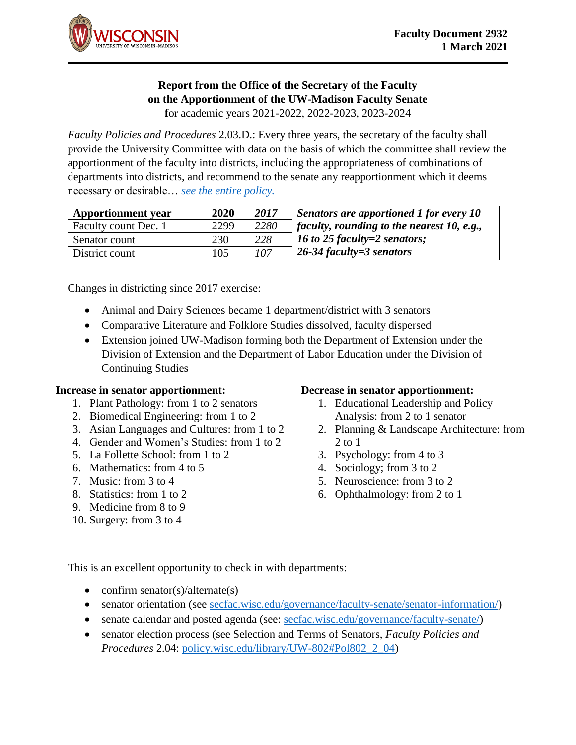**Faculty Document 2932**
**1 March 2021**

## Report from the Office of the Secretary of the Faculty on the Apportionment of the UW-Madison Faculty Senate

for academic years 2021-2022, 2022-2023, 2023-2024

*Faculty Policies and Procedures* 2.03.D.: Every three years, the secretary of the faculty shall provide the University Committee with data on the basis of which the committee shall review the apportionment of the faculty into districts, including the appropriateness of combinations of departments into districts, and recommend to the senate any reapportionment which it deems necessary or desirable… *see the entire policy.*

| **Apportionment year** | **2020** | ***2017*** | ***Senators are apportioned 1 for every 10 faculty, rounding to the nearest 10, e.g., 16 to 25 faculty=2 senators; 26-34 faculty=3 senators*** |
|---|---|---|---|
| Faculty count Dec. 1 | 2299 | *2280* | |
| Senator count | 230 | *228* | |
| District count | 105 | *107* | |

Changes in districting since 2017 exercise:

- Animal and Dairy Sciences became 1 department/district with 3 senators
- Comparative Literature and Folklore Studies dissolved, faculty dispersed
- Extension joined UW-Madison forming both the Department of Extension under the Division of Extension and the Department of Labor Education under the Division of Continuing Studies

**Increase in senator apportionment:**

1. Plant Pathology: from 1 to 2 senators
2. Biomedical Engineering: from 1 to 2
3. Asian Languages and Cultures: from 1 to 2
4. Gender and Women's Studies: from 1 to 2
5. La Follette School: from 1 to 2
6. Mathematics: from 4 to 5
7. Music: from 3 to 4
8. Statistics: from 1 to 2
9. Medicine from 8 to 9
10. Surgery: from 3 to 4

**Decrease in senator apportionment:**

1. Educational Leadership and Policy Analysis: from 2 to 1 senator
2. Planning & Landscape Architecture: from 2 to 1
3. Psychology: from 4 to 3
4. Sociology; from 3 to 2
5. Neuroscience: from 3 to 2
6. Ophthalmology: from 2 to 1

This is an excellent opportunity to check in with departments:

- confirm senator(s)/alternate(s)
- senator orientation (see secfac.wisc.edu/governance/faculty-senate/senator-information/)
- senate calendar and posted agenda (see: secfac.wisc.edu/governance/faculty-senate/)
- senator election process (see Selection and Terms of Senators, *Faculty Policies and Procedures* 2.04: policy.wisc.edu/library/UW-802#Pol802_2_04)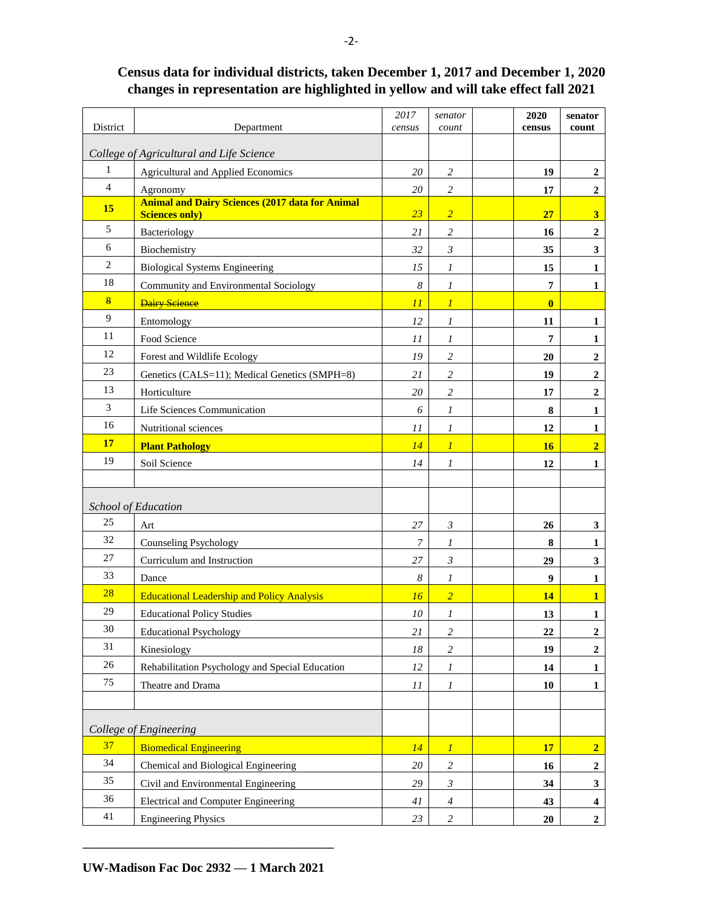## Census data for individual districts, taken December 1, 2017 and December 1, 2020 changes in representation are highlighted in yellow and will take effect fall 2021

| District | Department | *2017 census* | *senator count* | | **2020 census** | **senator count** |
|---|---|---|---|---|---|---|
| | *College of Agricultural and Life Science* | | | | | |
| 1 | Agricultural and Applied Economics | *20* | *2* | | **19** | **2** |
| 4 | Agronomy | *20* | *2* | | **17** | **2** |
| **15** | **Animal and Dairy Sciences (2017 data for Animal Sciences only)** | *23* | *2* | | **27** | **3** |
| 5 | Bacteriology | *21* | *2* | | **16** | **2** |
| 6 | Biochemistry | *32* | *3* | | **35** | **3** |
| 2 | Biological Systems Engineering | *15* | *1* | | **15** | **1** |
| 18 | Community and Environmental Sociology | *8* | *1* | | **7** | **1** |
| ~~8~~ | ~~Dairy Science~~ | *11* | *1* | | **0** | |
| 9 | Entomology | *12* | *1* | | **11** | **1** |
| 11 | Food Science | *11* | *1* | | **7** | **1** |
| 12 | Forest and Wildlife Ecology | *19* | *2* | | **20** | **2** |
| 23 | Genetics (CALS=11); Medical Genetics (SMPH=8) | *21* | *2* | | **19** | **2** |
| 13 | Horticulture | *20* | *2* | | **17** | **2** |
| 3 | Life Sciences Communication | *6* | *1* | | **8** | **1** |
| 16 | Nutritional sciences | *11* | *1* | | **12** | **1** |
| **17** | **Plant Pathology** | *14* | *1* | | **16** | **2** |
| 19 | Soil Science | *14* | *1* | | **12** | **1** |
| | | | | | | |
| | *School of Education* | | | | | |
| 25 | Art | *27* | *3* | | **26** | **3** |
| 32 | Counseling Psychology | *7* | *1* | | **8** | **1** |
| 27 | Curriculum and Instruction | *27* | *3* | | **29** | **3** |
| 33 | Dance | *8* | *1* | | **9** | **1** |
| 28 | Educational Leadership and Policy Analysis | *16* | *2* | | **14** | **1** |
| 29 | Educational Policy Studies | *10* | *1* | | **13** | **1** |
| 30 | Educational Psychology | *21* | *2* | | **22** | **2** |
| 31 | Kinesiology | *18* | *2* | | **19** | **2** |
| 26 | Rehabilitation Psychology and Special Education | *12* | *1* | | **14** | **1** |
| 75 | Theatre and Drama | *11* | *1* | | **10** | **1** |
| | | | | | | |
| | *College of Engineering* | | | | | |
| 37 | Biomedical Engineering | *14* | *1* | | **17** | **2** |
| 34 | Chemical and Biological Engineering | *20* | *2* | | **16** | **2** |
| 35 | Civil and Environmental Engineering | *29* | *3* | | **34** | **3** |
| 36 | Electrical and Computer Engineering | *41* | *4* | | **43** | **4** |
| 41 | Engineering Physics | *23* | *2* | | **20** | **2** |

**UW-Madison Fac Doc 2932 — 1 March 2021**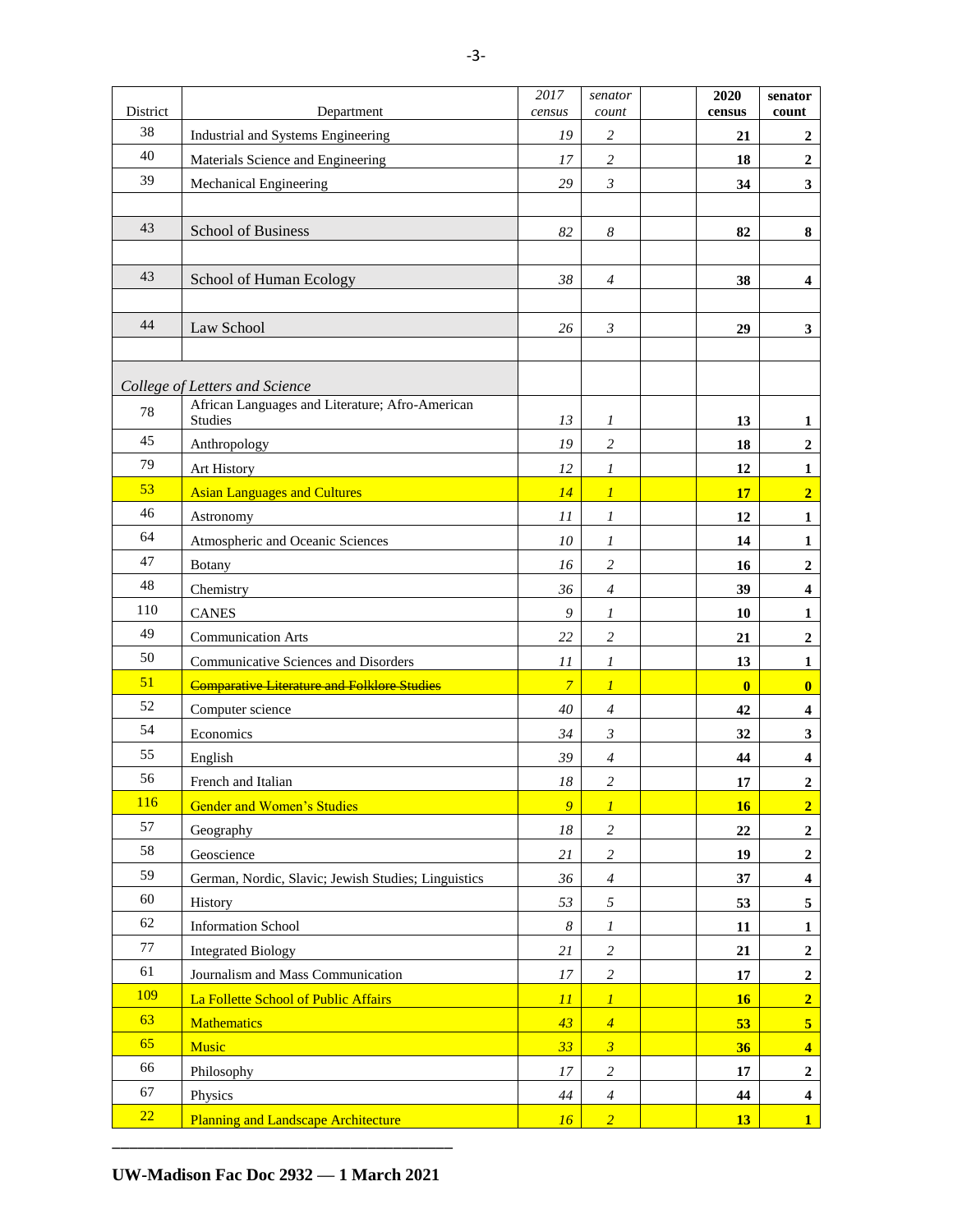| District | Department | 2017 census | senator count | | 2020 census | senator count |
|---|---|---|---|---|---|---|
| 38 | Industrial and Systems Engineering | *19* | *2* | | **21** | **2** |
| 40 | Materials Science and Engineering | *17* | *2* | | **18** | **2** |
| 39 | Mechanical Engineering | *29* | *3* | | **34** | **3** |
| | | | | | | |
| 43 | School of Business | *82* | *8* | | **82** | **8** |
| | | | | | | |
| 43 | School of Human Ecology | *38* | *4* | | **38** | **4** |
| | | | | | | |
| 44 | Law School | *26* | *3* | | **29** | **3** |
| | | | | | | |
| *College of Letters and Science* | | | | | | |
| 78 | African Languages and Literature; Afro-American Studies | *13* | *1* | | **13** | **1** |
| 45 | Anthropology | *19* | *2* | | **18** | **2** |
| 79 | Art History | *12* | *1* | | **12** | **1** |
| 53 | Asian Languages and Cultures | *14* | *1* | | **17** | **2** |
| 46 | Astronomy | *11* | *1* | | **12** | **1** |
| 64 | Atmospheric and Oceanic Sciences | *10* | *1* | | **14** | **1** |
| 47 | Botany | *16* | *2* | | **16** | **2** |
| 48 | Chemistry | *36* | *4* | | **39** | **4** |
| 110 | CANES | *9* | *1* | | **10** | **1** |
| 49 | Communication Arts | *22* | *2* | | **21** | **2** |
| 50 | Communicative Sciences and Disorders | *11* | *1* | | **13** | **1** |
| 51 | ~~Comparative Literature and Folklore Studies~~ | *7* | *1* | | **0** | **0** |
| 52 | Computer science | *40* | *4* | | **42** | **4** |
| 54 | Economics | *34* | *3* | | **32** | **3** |
| 55 | English | *39* | *4* | | **44** | **4** |
| 56 | French and Italian | *18* | *2* | | **17** | **2** |
| 116 | Gender and Women's Studies | *9* | *1* | | **16** | **2** |
| 57 | Geography | *18* | *2* | | **22** | **2** |
| 58 | Geoscience | *21* | *2* | | **19** | **2** |
| 59 | German, Nordic, Slavic; Jewish Studies; Linguistics | *36* | *4* | | **37** | **4** |
| 60 | History | *53* | *5* | | **53** | **5** |
| 62 | Information School | *8* | *1* | | **11** | **1** |
| 77 | Integrated Biology | *21* | *2* | | **21** | **2** |
| 61 | Journalism and Mass Communication | *17* | *2* | | **17** | **2** |
| 109 | La Follette School of Public Affairs | *11* | *1* | | **16** | **2** |
| 63 | Mathematics | *43* | *4* | | **53** | **5** |
| 65 | Music | *33* | *3* | | **36** | **4** |
| 66 | Philosophy | *17* | *2* | | **17** | **2** |
| 67 | Physics | *44* | *4* | | **44** | **4** |
| 22 | Planning and Landscape Architecture | *16* | *2* | | **13** | **1** |

**UW-Madison Fac Doc 2932 — 1 March 2021**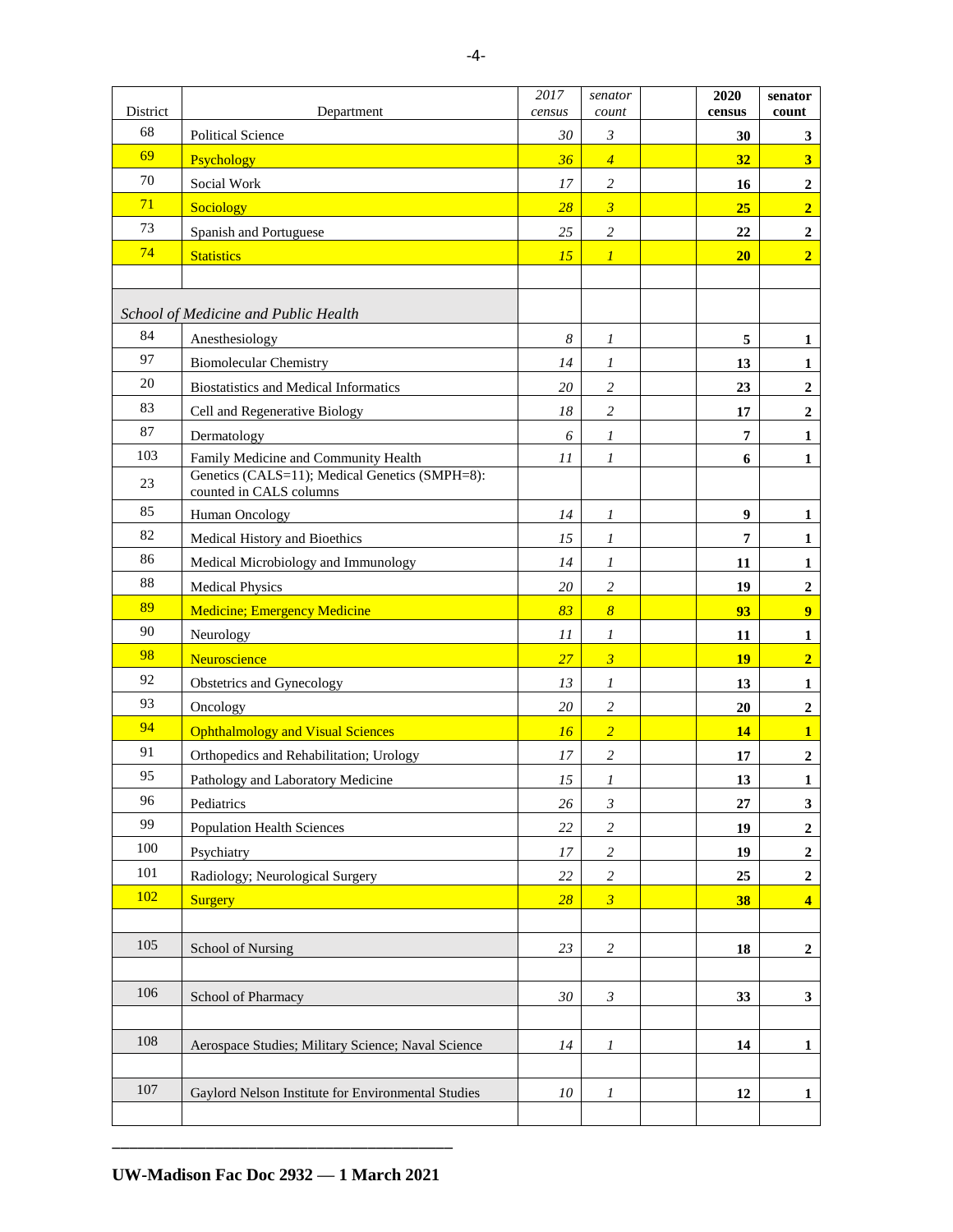| District | Department | *2017 census* | *senator count* | | **2020 census** | **senator count** |
|---|---|---|---|---|---|---|
| 68 | Political Science | *30* | *3* | | **30** | **3** |
| 69 | Psychology | *36* | *4* | | **32** | **3** |
| 70 | Social Work | *17* | *2* | | **16** | **2** |
| 71 | Sociology | *28* | *3* | | **25** | **2** |
| 73 | Spanish and Portuguese | *25* | *2* | | **22** | **2** |
| 74 | Statistics | *15* | *1* | | **20** | **2** |
| | | | | | | |
| *School of Medicine and Public Health* | | | | | | |
| 84 | Anesthesiology | *8* | *1* | | **5** | **1** |
| 97 | Biomolecular Chemistry | *14* | *1* | | **13** | **1** |
| 20 | Biostatistics and Medical Informatics | *20* | *2* | | **23** | **2** |
| 83 | Cell and Regenerative Biology | *18* | *2* | | **17** | **2** |
| 87 | Dermatology | *6* | *1* | | **7** | **1** |
| 103 | Family Medicine and Community Health | *11* | *1* | | **6** | **1** |
| 23 | Genetics (CALS=11); Medical Genetics (SMPH=8): counted in CALS columns | | | | | |
| 85 | Human Oncology | *14* | *1* | | **9** | **1** |
| 82 | Medical History and Bioethics | *15* | *1* | | **7** | **1** |
| 86 | Medical Microbiology and Immunology | *14* | *1* | | **11** | **1** |
| 88 | Medical Physics | *20* | *2* | | **19** | **2** |
| 89 | Medicine; Emergency Medicine | *83* | *8* | | **93** | **9** |
| 90 | Neurology | *11* | *1* | | **11** | **1** |
| 98 | Neuroscience | *27* | *3* | | **19** | **2** |
| 92 | Obstetrics and Gynecology | *13* | *1* | | **13** | **1** |
| 93 | Oncology | *20* | *2* | | **20** | **2** |
| 94 | Ophthalmology and Visual Sciences | *16* | *2* | | **14** | **1** |
| 91 | Orthopedics and Rehabilitation; Urology | *17* | *2* | | **17** | **2** |
| 95 | Pathology and Laboratory Medicine | *15* | *1* | | **13** | **1** |
| 96 | Pediatrics | *26* | *3* | | **27** | **3** |
| 99 | Population Health Sciences | *22* | *2* | | **19** | **2** |
| 100 | Psychiatry | *17* | *2* | | **19** | **2** |
| 101 | Radiology; Neurological Surgery | *22* | *2* | | **25** | **2** |
| 102 | Surgery | *28* | *3* | | **38** | **4** |
| | | | | | | |
| 105 | School of Nursing | *23* | *2* | | **18** | **2** |
| | | | | | | |
| 106 | School of Pharmacy | *30* | *3* | | **33** | **3** |
| | | | | | | |
| 108 | Aerospace Studies; Military Science; Naval Science | *14* | *1* | | **14** | **1** |
| | | | | | | |
| 107 | Gaylord Nelson Institute for Environmental Studies | *10* | *1* | | **12** | **1** |
| | | | | | | |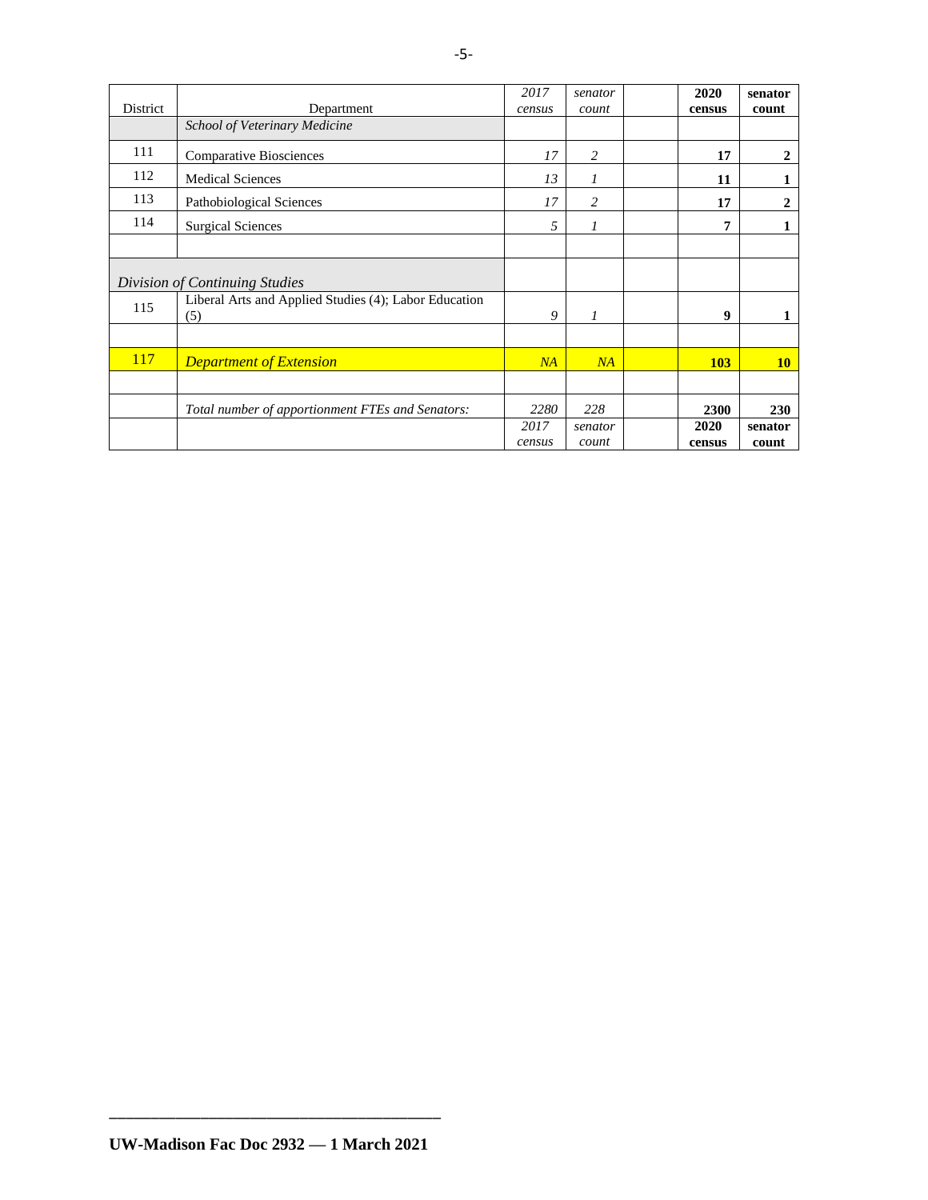| District | Department | *2017 census* | *senator count* | | **2020 census** | **senator count** |
|---|---|---|---|---|---|---|
| | *School of Veterinary Medicine* | | | | | |
| 111 | Comparative Biosciences | *17* | *2* | | **17** | **2** |
| 112 | Medical Sciences | *13* | *1* | | **11** | **1** |
| 113 | Pathobiological Sciences | *17* | *2* | | **17** | **2** |
| 114 | Surgical Sciences | *5* | *1* | | **7** | **1** |
| | | | | | | |
| *Division of Continuing Studies* | | | | | | |
| 115 | Liberal Arts and Applied Studies (4); Labor Education (5) | *9* | *1* | | **9** | **1** |
| | | | | | | |
| 117 | *Department of Extension* | *NA* | *NA* | | **103** | **10** |
| | | | | | | |
| | *Total number of apportionment FTEs and Senators:* | *2280* | *228* | | **2300** | **230** |
| | | *2017 census* | *senator count* | | **2020 census** | **senator count** |

**UW-Madison Fac Doc 2932 — 1 March 2021**